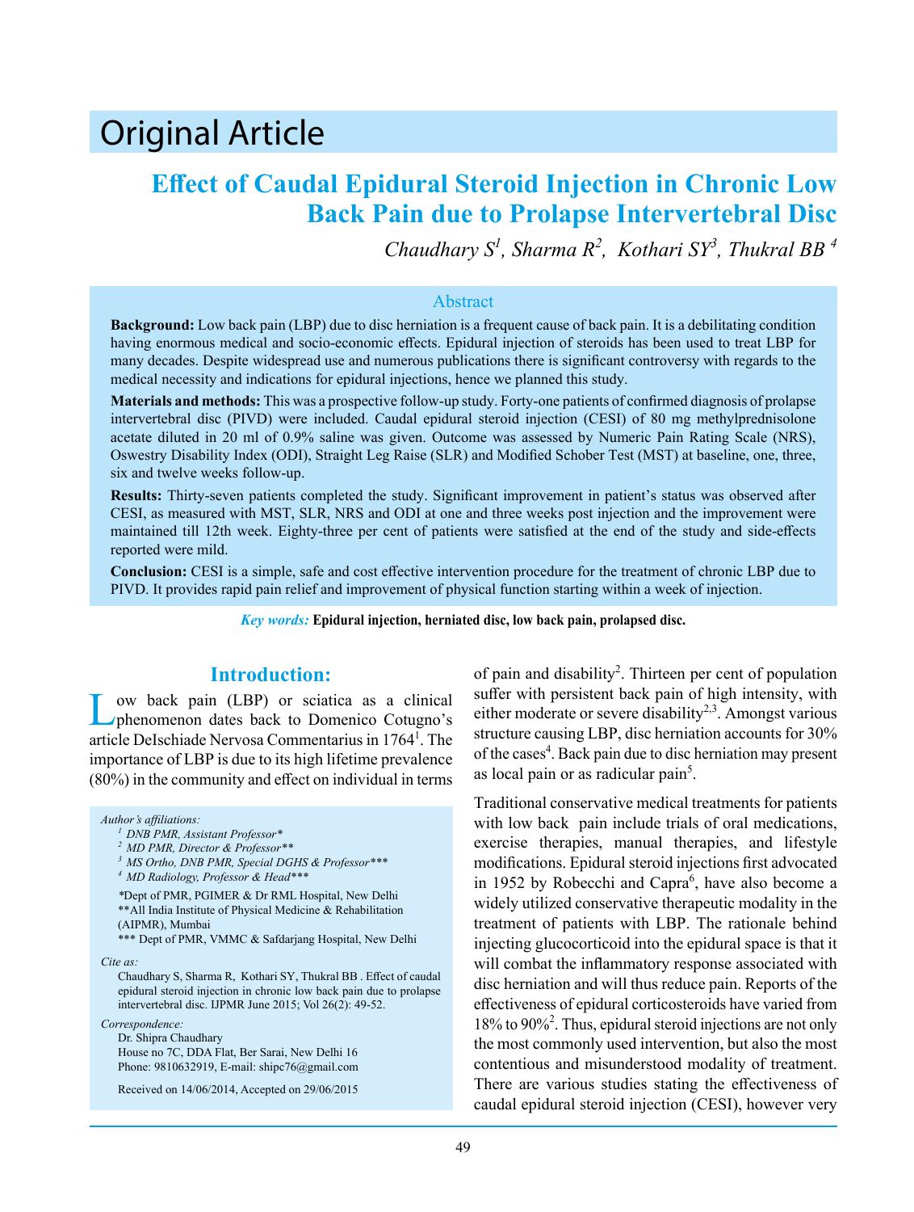# Original Article

## Effect of Caudal Epidural Steroid Injection in Chronic Low Back Pain due to Prolapse Intervertebral Disc

*Chaudhary S[1], Sharma R[2], Kothari SY[3], Thukral BB [4]*

### Abstract

**Background:** Low back pain (LBP) due to disc herniation is a frequent cause of back pain. It is a debilitating condition having enormous medical and socio-economic effects. Epidural injection of steroids has been used to treat LBP for many decades. Despite widespread use and numerous publications there is significant controversy with regards to the medical necessity and indications for epidural injections, hence we planned this study.

**Materials and methods:** This was a prospective follow-up study. Forty-one patients of confirmed diagnosis of prolapse intervertebral disc (PIVD) were included. Caudal epidural steroid injection (CESI) of 80 mg methylprednisolone acetate diluted in 20 ml of 0.9% saline was given. Outcome was assessed by Numeric Pain Rating Scale (NRS), Oswestry Disability Index (ODI), Straight Leg Raise (SLR) and Modified Schober Test (MST) at baseline, one, three, six and twelve weeks follow-up.

**Results:** Thirty-seven patients completed the study. Significant improvement in patient's status was observed after CESI, as measured with MST, SLR, NRS and ODI at one and three weeks post injection and the improvement were maintained till 12th week. Eighty-three per cent of patients were satisfied at the end of the study and side-effects reported were mild.

**Conclusion:** CESI is a simple, safe and cost effective intervention procedure for the treatment of chronic LBP due to PIVD. It provides rapid pain relief and improvement of physical function starting within a week of injection.

***Key words:*** **Epidural injection, herniated disc, low back pain, prolapsed disc.**

## Introduction:

Low back pain (LBP) or sciatica as a clinical phenomenon dates back to Domenico Cotugno's article DeIschiade Nervosa Commentarius in 1764[1]. The importance of LBP is due to its high lifetime prevalence (80%) in the community and effect on individual in terms of pain and disability[2]. Thirteen per cent of population suffer with persistent back pain of high intensity, with either moderate or severe disability[2,3]. Amongst various structure causing LBP, disc herniation accounts for 30% of the cases[4]. Back pain due to disc herniation may present as local pain or as radicular pain[5].

Traditional conservative medical treatments for patients with low back pain include trials of oral medications, exercise therapies, manual therapies, and lifestyle modifications. Epidural steroid injections first advocated in 1952 by Robecchi and Capra[6], have also become a widely utilized conservative therapeutic modality in the treatment of patients with LBP. The rationale behind injecting glucocorticoid into the epidural space is that it will combat the inflammatory response associated with disc herniation and will thus reduce pain. Reports of the effectiveness of epidural corticosteroids have varied from 18% to 90%[2]. Thus, epidural steroid injections are not only the most commonly used intervention, but also the most contentious and misunderstood modality of treatment. There are various studies stating the effectiveness of caudal epidural steroid injection (CESI), however very

*Author's affiliations:*

[1] DNB PMR, Assistant Professor*
[2] MD PMR, Director & Professor**
[3] MS Ortho, DNB PMR, Special DGHS & Professor***
[4] MD Radiology, Professor & Head***

*Dept of PMR, PGIMER & Dr RML Hospital, New Delhi
**All India Institute of Physical Medicine & Rehabilitation (AIPMR), Mumbai
*** Dept of PMR, VMMC & Safdarjang Hospital, New Delhi

*Cite as:*

Chaudhary S, Sharma R, Kothari SY, Thukral BB . Effect of caudal epidural steroid injection in chronic low back pain due to prolapse intervertebral disc. IJPMR June 2015; Vol 26(2): 49-52.

*Correspondence:*

Dr. Shipra Chaudhary
House no 7C, DDA Flat, Ber Sarai, New Delhi 16
Phone: 9810632919, E-mail: shipc76@gmail.com

Received on 14/06/2014, Accepted on 29/06/2015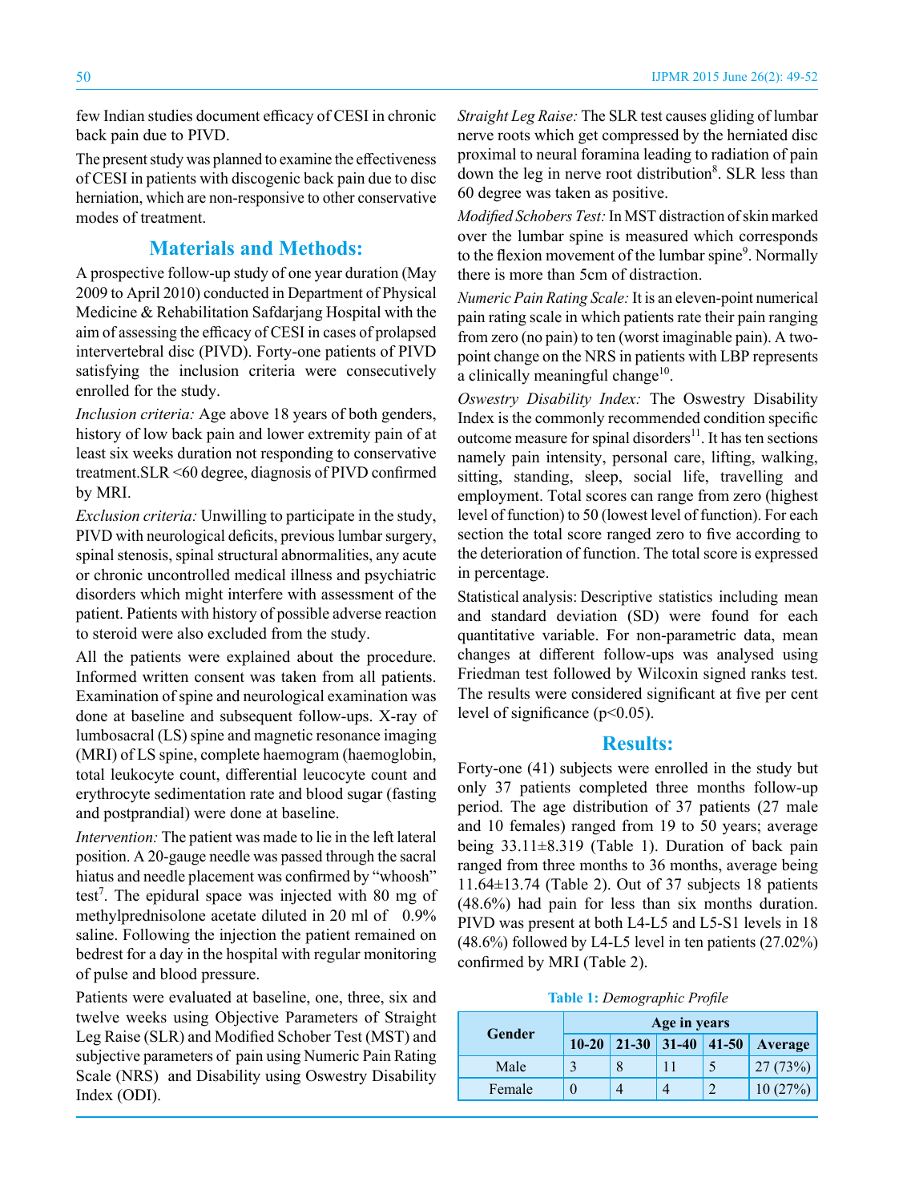few Indian studies document efficacy of CESI in chronic back pain due to PIVD.

The present study was planned to examine the effectiveness of CESI in patients with discogenic back pain due to disc herniation, which are non-responsive to other conservative modes of treatment.

## Materials and Methods:

A prospective follow-up study of one year duration (May 2009 to April 2010) conducted in Department of Physical Medicine & Rehabilitation Safdarjang Hospital with the aim of assessing the efficacy of CESI in cases of prolapsed intervertebral disc (PIVD). Forty-one patients of PIVD satisfying the inclusion criteria were consecutively enrolled for the study.

*Inclusion criteria:* Age above 18 years of both genders, history of low back pain and lower extremity pain of at least six weeks duration not responding to conservative treatment.SLR <60 degree, diagnosis of PIVD confirmed by MRI.

*Exclusion criteria:* Unwilling to participate in the study, PIVD with neurological deficits, previous lumbar surgery, spinal stenosis, spinal structural abnormalities, any acute or chronic uncontrolled medical illness and psychiatric disorders which might interfere with assessment of the patient. Patients with history of possible adverse reaction to steroid were also excluded from the study.

All the patients were explained about the procedure. Informed written consent was taken from all patients. Examination of spine and neurological examination was done at baseline and subsequent follow-ups. X-ray of lumbosacral (LS) spine and magnetic resonance imaging (MRI) of LS spine, complete haemogram (haemoglobin, total leukocyte count, differential leucocyte count and erythrocyte sedimentation rate and blood sugar (fasting and postprandial) were done at baseline.

*Intervention:* The patient was made to lie in the left lateral position. A 20-gauge needle was passed through the sacral hiatus and needle placement was confirmed by "whoosh" test[7]. The epidural space was injected with 80 mg of methylprednisolone acetate diluted in 20 ml of 0.9% saline. Following the injection the patient remained on bedrest for a day in the hospital with regular monitoring of pulse and blood pressure.

Patients were evaluated at baseline, one, three, six and twelve weeks using Objective Parameters of Straight Leg Raise (SLR) and Modified Schober Test (MST) and subjective parameters of pain using Numeric Pain Rating Scale (NRS) and Disability using Oswestry Disability Index (ODI).

*Straight Leg Raise:* The SLR test causes gliding of lumbar nerve roots which get compressed by the herniated disc proximal to neural foramina leading to radiation of pain down the leg in nerve root distribution[8]. SLR less than 60 degree was taken as positive.

*Modified Schobers Test:* In MST distraction of skin marked over the lumbar spine is measured which corresponds to the flexion movement of the lumbar spine[9]. Normally there is more than 5cm of distraction.

*Numeric Pain Rating Scale:* It is an eleven-point numerical pain rating scale in which patients rate their pain ranging from zero (no pain) to ten (worst imaginable pain). A two-point change on the NRS in patients with LBP represents a clinically meaningful change[10].

*Oswestry Disability Index:* The Oswestry Disability Index is the commonly recommended condition specific outcome measure for spinal disorders[11]. It has ten sections namely pain intensity, personal care, lifting, walking, sitting, standing, sleep, social life, travelling and employment. Total scores can range from zero (highest level of function) to 50 (lowest level of function). For each section the total score ranged zero to five according to the deterioration of function. The total score is expressed in percentage.

Statistical analysis: Descriptive statistics including mean and standard deviation (SD) were found for each quantitative variable. For non-parametric data, mean changes at different follow-ups was analysed using Friedman test followed by Wilcoxin signed ranks test. The results were considered significant at five per cent level of significance ($p<0.05$).

## Results:

Forty-one (41) subjects were enrolled in the study but only 37 patients completed three months follow-up period. The age distribution of 37 patients (27 male and 10 females) ranged from 19 to 50 years; average being 33.11±8.319 (Table 1). Duration of back pain ranged from three months to 36 months, average being 11.64±13.74 (Table 2). Out of 37 subjects 18 patients (48.6%) had pain for less than six months duration. PIVD was present at both L4-L5 and L5-S1 levels in 18 (48.6%) followed by L4-L5 level in ten patients (27.02%) confirmed by MRI (Table 2).

**Table 1:** *Demographic Profile*

| Gender | Age in years | | | | |
|---|---|---|---|---|---|
| | 10-20 | 21-30 | 31-40 | 41-50 | Average |
| Male | 3 | 8 | 11 | 5 | 27 (73%) |
| Female | 0 | 4 | 4 | 2 | 10 (27%) |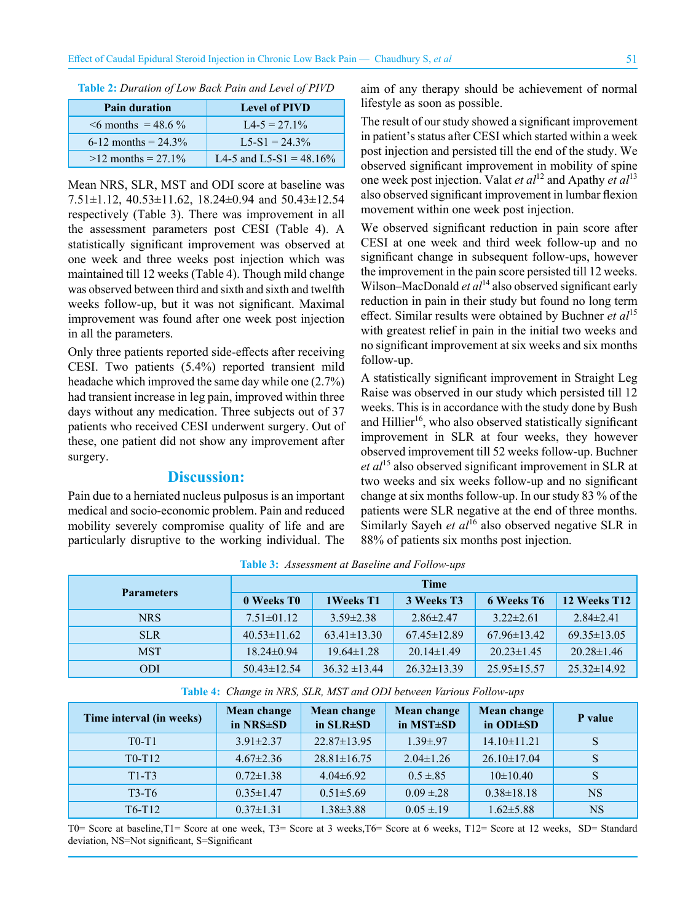**Table 2:** *Duration of Low Back Pain and Level of PIVD*

| Pain duration | Level of PIVD |
|---|---|
| <6 months = 48.6 % | L4-5 = 27.1% |
| 6-12 months = 24.3% | L5-S1 = 24.3% |
| >12 months = 27.1% | L4-5 and L5-S1 = 48.16% |

Mean NRS, SLR, MST and ODI score at baseline was 7.51±1.12, 40.53±11.62, 18.24±0.94 and 50.43±12.54 respectively (Table 3). There was improvement in all the assessment parameters post CESI (Table 4). A statistically significant improvement was observed at one week and three weeks post injection which was maintained till 12 weeks (Table 4). Though mild change was observed between third and sixth and sixth and twelfth weeks follow-up, but it was not significant. Maximal improvement was found after one week post injection in all the parameters.

Only three patients reported side-effects after receiving CESI. Two patients (5.4%) reported transient mild headache which improved the same day while one (2.7%) had transient increase in leg pain, improved within three days without any medication. Three subjects out of 37 patients who received CESI underwent surgery. Out of these, one patient did not show any improvement after surgery.

## Discussion:

Pain due to a herniated nucleus pulposus is an important medical and socio-economic problem. Pain and reduced mobility severely compromise quality of life and are particularly disruptive to the working individual. The aim of any therapy should be achievement of normal lifestyle as soon as possible.

The result of our study showed a significant improvement in patient's status after CESI which started within a week post injection and persisted till the end of the study. We observed significant improvement in mobility of spine one week post injection. Valat *et al*[12] and Apathy *et al*[13] also observed significant improvement in lumbar flexion movement within one week post injection.

We observed significant reduction in pain score after CESI at one week and third week follow-up and no significant change in subsequent follow-ups, however the improvement in the pain score persisted till 12 weeks. Wilson–MacDonald *et al*[14] also observed significant early reduction in pain in their study but found no long term effect. Similar results were obtained by Buchner *et al*[15] with greatest relief in pain in the initial two weeks and no significant improvement at six weeks and six months follow-up.

A statistically significant improvement in Straight Leg Raise was observed in our study which persisted till 12 weeks. This is in accordance with the study done by Bush and Hillier[16], who also observed statistically significant improvement in SLR at four weeks, they however observed improvement till 52 weeks follow-up. Buchner *et al*[15] also observed significant improvement in SLR at two weeks and six weeks follow-up and no significant change at six months follow-up. In our study 83 % of the patients were SLR negative at the end of three months. Similarly Sayeh *et al*[16] also observed negative SLR in 88% of patients six months post injection.

**Table 3:** *Assessment at Baseline and Follow-ups*

| Parameters | Time | | | | |
|---|---|---|---|---|---|
| | 0 Weeks T0 | 1Weeks T1 | 3 Weeks T3 | 6 Weeks T6 | 12 Weeks T12 |
| NRS | 7.51±01.12 | 3.59±2.38 | 2.86±2.47 | 3.22±2.61 | 2.84±2.41 |
| SLR | 40.53±11.62 | 63.41±13.30 | 67.45±12.89 | 67.96±13.42 | 69.35±13.05 |
| MST | 18.24±0.94 | 19.64±1.28 | 20.14±1.49 | 20.23±1.45 | 20.28±1.46 |
| ODI | 50.43±12.54 | 36.32 ±13.44 | 26.32±13.39 | 25.95±15.57 | 25.32±14.92 |

**Table 4:** *Change in NRS, SLR, MST and ODI between Various Follow-ups*

| Time interval (in weeks) | Mean change in NRS±SD | Mean change in SLR±SD | Mean change in MST±SD | Mean change in ODI±SD | P value |
|---|---|---|---|---|---|
| T0-T1 | 3.91±2.37 | 22.87±13.95 | 1.39±.97 | 14.10±11.21 | S |
| T0-T12 | 4.67±2.36 | 28.81±16.75 | 2.04±1.26 | 26.10±17.04 | S |
| T1-T3 | 0.72±1.38 | 4.04±6.92 | 0.5 ±.85 | 10±10.40 | S |
| T3-T6 | 0.35±1.47 | 0.51±5.69 | 0.09 ±.28 | 0.38±18.18 | NS |
| T6-T12 | 0.37±1.31 | 1.38±3.88 | 0.05 ±.19 | 1.62±5.88 | NS |

T0= Score at baseline, T1= Score at one week, T3= Score at 3 weeks, T6= Score at 6 weeks, T12= Score at 12 weeks, SD= Standard deviation, NS=Not significant, S=Significant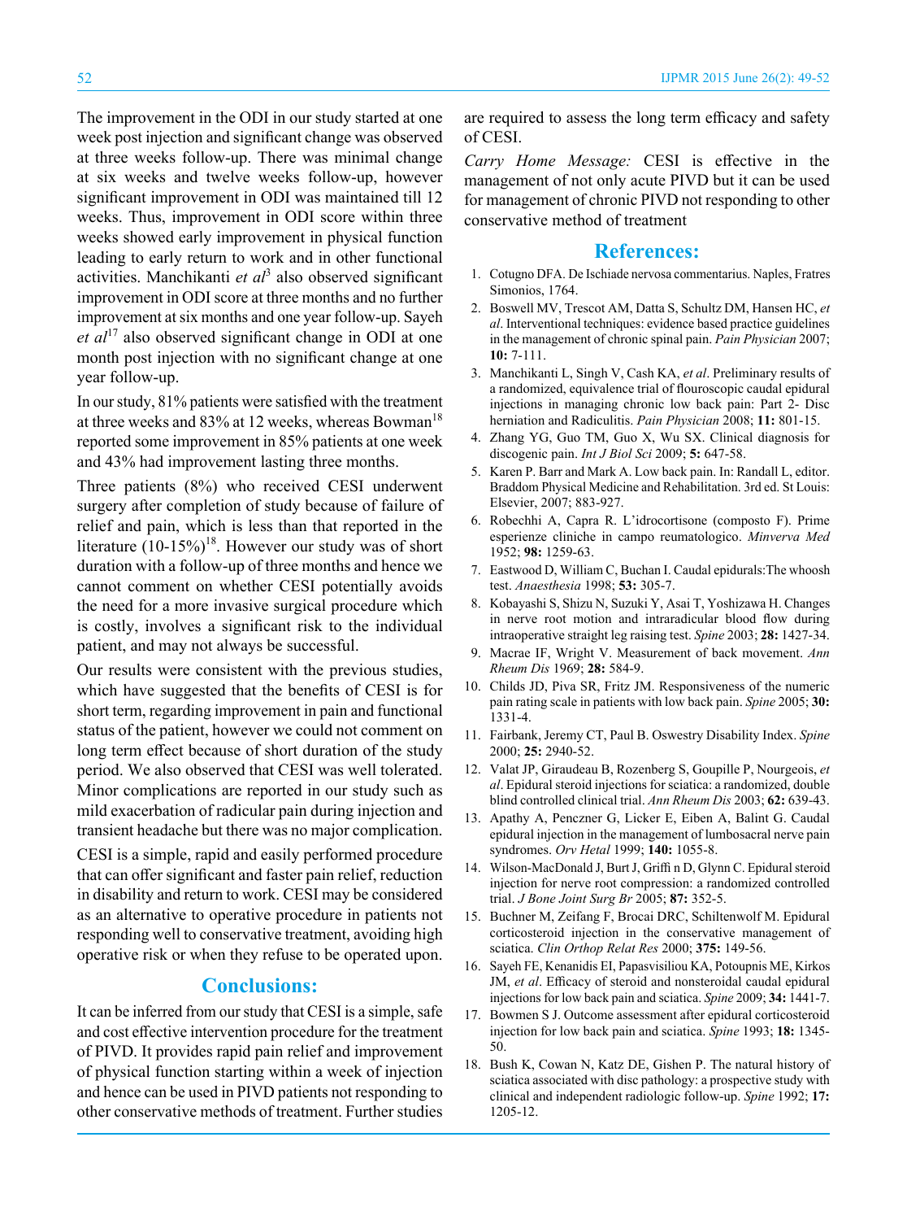The improvement in the ODI in our study started at one week post injection and significant change was observed at three weeks follow-up. There was minimal change at six weeks and twelve weeks follow-up, however significant improvement in ODI was maintained till 12 weeks. Thus, improvement in ODI score within three weeks showed early improvement in physical function leading to early return to work and in other functional activities. Manchikanti *et al*[3] also observed significant improvement in ODI score at three months and no further improvement at six months and one year follow-up. Sayeh *et al*[17] also observed significant change in ODI at one month post injection with no significant change at one year follow-up.

In our study, 81% patients were satisfied with the treatment at three weeks and 83% at 12 weeks, whereas Bowman[18] reported some improvement in 85% patients at one week and 43% had improvement lasting three months.

Three patients (8%) who received CESI underwent surgery after completion of study because of failure of relief and pain, which is less than that reported in the literature (10-15%)[18]. However our study was of short duration with a follow-up of three months and hence we cannot comment on whether CESI potentially avoids the need for a more invasive surgical procedure which is costly, involves a significant risk to the individual patient, and may not always be successful.

Our results were consistent with the previous studies, which have suggested that the benefits of CESI is for short term, regarding improvement in pain and functional status of the patient, however we could not comment on long term effect because of short duration of the study period. We also observed that CESI was well tolerated. Minor complications are reported in our study such as mild exacerbation of radicular pain during injection and transient headache but there was no major complication.

CESI is a simple, rapid and easily performed procedure that can offer significant and faster pain relief, reduction in disability and return to work. CESI may be considered as an alternative to operative procedure in patients not responding well to conservative treatment, avoiding high operative risk or when they refuse to be operated upon.

## Conclusions:

It can be inferred from our study that CESI is a simple, safe and cost effective intervention procedure for the treatment of PIVD. It provides rapid pain relief and improvement of physical function starting within a week of injection and hence can be used in PIVD patients not responding to other conservative methods of treatment. Further studies are required to assess the long term efficacy and safety of CESI.

*Carry Home Message:* CESI is effective in the management of not only acute PIVD but it can be used for management of chronic PIVD not responding to other conservative method of treatment

## References:

1. Cotugno DFA. De Ischiade nervosa commentarius. Naples, Fratres Simonios, 1764.
2. Boswell MV, Trescot AM, Datta S, Schultz DM, Hansen HC, *et al*. Interventional techniques: evidence based practice guidelines in the management of chronic spinal pain. *Pain Physician* 2007; **10:** 7-111.
3. Manchikanti L, Singh V, Cash KA, *et al*. Preliminary results of a randomized, equivalence trial of flouroscopic caudal epidural injections in managing chronic low back pain: Part 2- Disc herniation and Radiculitis. *Pain Physician* 2008; **11:** 801-15.
4. Zhang YG, Guo TM, Guo X, Wu SX. Clinical diagnosis for discogenic pain. *Int J Biol Sci* 2009; **5:** 647-58.
5. Karen P. Barr and Mark A. Low back pain. In: Randall L, editor. Braddom Physical Medicine and Rehabilitation. 3rd ed. St Louis: Elsevier, 2007; 883-927.
6. Robechhi A, Capra R. L'idrocortisone (composto F). Prime esperienze cliniche in campo reumatologico. *Minverva Med* 1952; **98:** 1259-63.
7. Eastwood D, William C, Buchan I. Caudal epidurals:The whoosh test. *Anaesthesia* 1998; **53:** 305-7.
8. Kobayashi S, Shizu N, Suzuki Y, Asai T, Yoshizawa H. Changes in nerve root motion and intraradicular blood flow during intraoperative straight leg raising test. *Spine* 2003; **28:** 1427-34.
9. Macrae IF, Wright V. Measurement of back movement. *Ann Rheum Dis* 1969; **28:** 584-9.
10. Childs JD, Piva SR, Fritz JM. Responsiveness of the numeric pain rating scale in patients with low back pain. *Spine* 2005; **30:** 1331-4.
11. Fairbank, Jeremy CT, Paul B. Oswestry Disability Index. *Spine* 2000; **25:** 2940-52.
12. Valat JP, Giraudeau B, Rozenberg S, Goupille P, Nourgeois, *et al*. Epidural steroid injections for sciatica: a randomized, double blind controlled clinical trial. *Ann Rheum Dis* 2003; **62:** 639-43.
13. Apathy A, Penczner G, Licker E, Eiben A, Balint G. Caudal epidural injection in the management of lumbosacral nerve pain syndromes. *Orv Hetal* 1999; **140:** 1055-8.
14. Wilson-MacDonald J, Burt J, Griffi n D, Glynn C. Epidural steroid injection for nerve root compression: a randomized controlled trial. *J Bone Joint Surg Br* 2005; **87:** 352-5.
15. Buchner M, Zeifang F, Brocai DRC, Schiltenwolf M. Epidural corticosteroid injection in the conservative management of sciatica. *Clin Orthop Relat Res* 2000; **375:** 149-56.
16. Sayeh FE, Kenanidis EI, Papasvisiliou KA, Potoupnis ME, Kirkos JM, *et al*. Efficacy of steroid and nonsteroidal caudal epidural injections for low back pain and sciatica. *Spine* 2009; **34:** 1441-7.
17. Bowmen S J. Outcome assessment after epidural corticosteroid injection for low back pain and sciatica. *Spine* 1993; **18:** 1345-50.
18. Bush K, Cowan N, Katz DE, Gishen P. The natural history of sciatica associated with disc pathology: a prospective study with clinical and independent radiologic follow-up. *Spine* 1992; **17:** 1205-12.